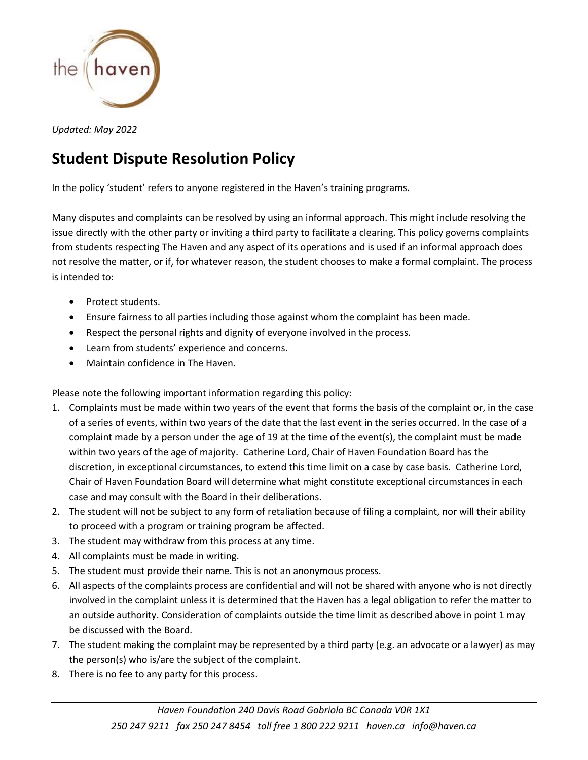*Updated: May 2022*

# Student Dispute Resolution Policy

In the policy 'student' refers to anyone registered in the Haven's training programs.

Many disputes and complaints can be resolved by using an informal approach. This might include resolving the issue directly with the other party or inviting a third party to facilitate a clearing. This policy governs complaints from students respecting The Haven and any aspect of its operations and is used if an informal approach does not resolve the matter, or if, for whatever reason, the student chooses to make a formal complaint. The process is intended to:

- Protect students.
- Ensure fairness to all parties including those against whom the complaint has been made.
- Respect the personal rights and dignity of everyone involved in the process.
- Learn from students' experience and concerns.
- Maintain confidence in The Haven.

Please note the following important information regarding this policy:

1. Complaints must be made within two years of the event that forms the basis of the complaint or, in the case of a series of events, within two years of the date that the last event in the series occurred. In the case of a complaint made by a person under the age of 19 at the time of the event(s), the complaint must be made within two years of the age of majority. Catherine Lord, Chair of Haven Foundation Board has the discretion, in exceptional circumstances, to extend this time limit on a case by case basis. Catherine Lord, Chair of Haven Foundation Board will determine what might constitute exceptional circumstances in each case and may consult with the Board in their deliberations.
2. The student will not be subject to any form of retaliation because of filing a complaint, nor will their ability to proceed with a program or training program be affected.
3. The student may withdraw from this process at any time.
4. All complaints must be made in writing.
5. The student must provide their name. This is not an anonymous process.
6. All aspects of the complaints process are confidential and will not be shared with anyone who is not directly involved in the complaint unless it is determined that the Haven has a legal obligation to refer the matter to an outside authority. Consideration of complaints outside the time limit as described above in point 1 may be discussed with the Board.
7. The student making the complaint may be represented by a third party (e.g. an advocate or a lawyer) as may the person(s) who is/are the subject of the complaint.
8. There is no fee to any party for this process.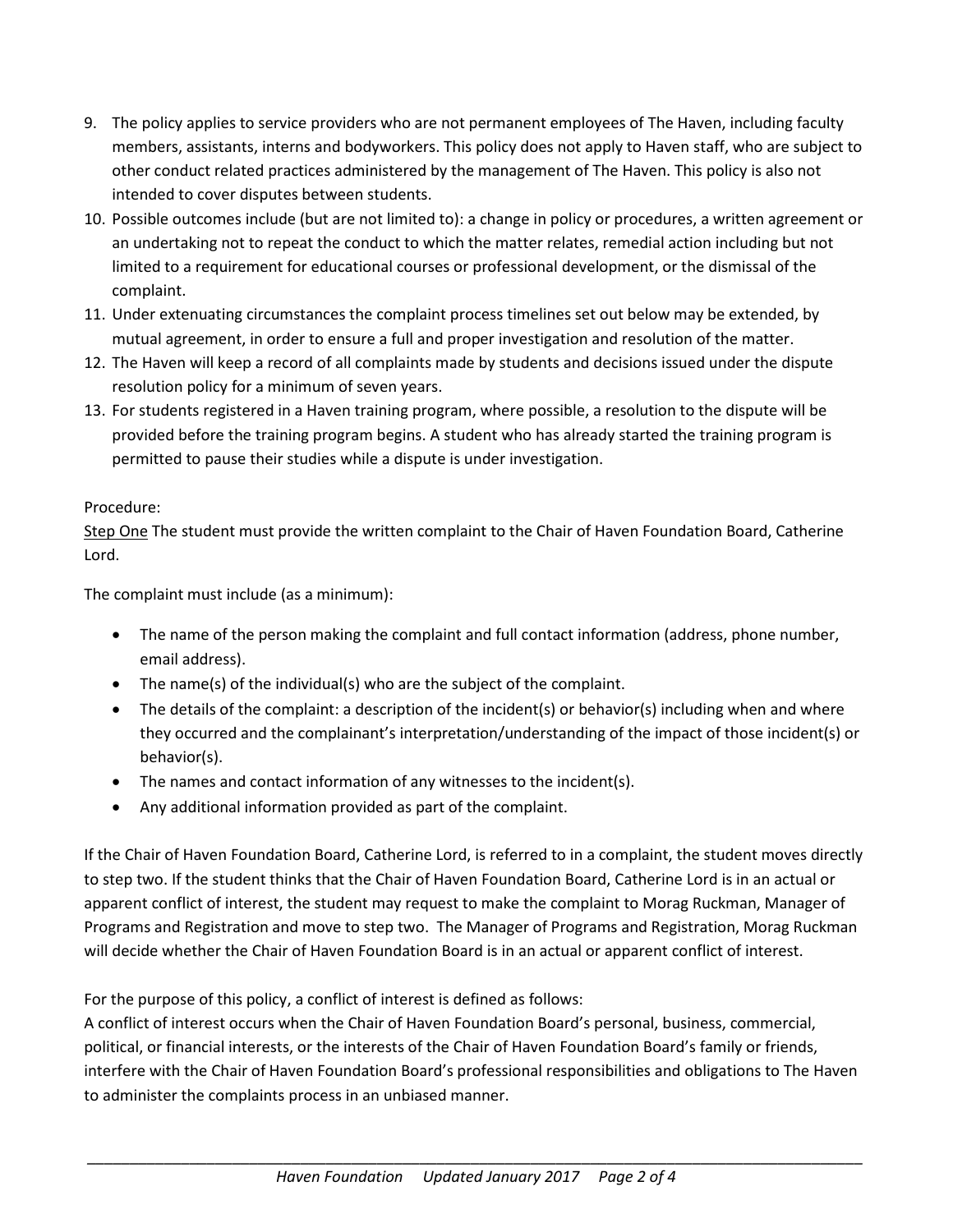9. The policy applies to service providers who are not permanent employees of The Haven, including faculty members, assistants, interns and bodyworkers. This policy does not apply to Haven staff, who are subject to other conduct related practices administered by the management of The Haven. This policy is also not intended to cover disputes between students.
10. Possible outcomes include (but are not limited to): a change in policy or procedures, a written agreement or an undertaking not to repeat the conduct to which the matter relates, remedial action including but not limited to a requirement for educational courses or professional development, or the dismissal of the complaint.
11. Under extenuating circumstances the complaint process timelines set out below may be extended, by mutual agreement, in order to ensure a full and proper investigation and resolution of the matter.
12. The Haven will keep a record of all complaints made by students and decisions issued under the dispute resolution policy for a minimum of seven years.
13. For students registered in a Haven training program, where possible, a resolution to the dispute will be provided before the training program begins. A student who has already started the training program is permitted to pause their studies while a dispute is under investigation.

Procedure:

<u>Step One</u> The student must provide the written complaint to the Chair of Haven Foundation Board, Catherine Lord.

The complaint must include (as a minimum):

- The name of the person making the complaint and full contact information (address, phone number, email address).
- The name(s) of the individual(s) who are the subject of the complaint.
- The details of the complaint: a description of the incident(s) or behavior(s) including when and where they occurred and the complainant's interpretation/understanding of the impact of those incident(s) or behavior(s).
- The names and contact information of any witnesses to the incident(s).
- Any additional information provided as part of the complaint.

If the Chair of Haven Foundation Board, Catherine Lord, is referred to in a complaint, the student moves directly to step two. If the student thinks that the Chair of Haven Foundation Board, Catherine Lord is in an actual or apparent conflict of interest, the student may request to make the complaint to Morag Ruckman, Manager of Programs and Registration and move to step two. The Manager of Programs and Registration, Morag Ruckman will decide whether the Chair of Haven Foundation Board is in an actual or apparent conflict of interest.

For the purpose of this policy, a conflict of interest is defined as follows:
A conflict of interest occurs when the Chair of Haven Foundation Board's personal, business, commercial, political, or financial interests, or the interests of the Chair of Haven Foundation Board's family or friends, interfere with the Chair of Haven Foundation Board's professional responsibilities and obligations to The Haven to administer the complaints process in an unbiased manner.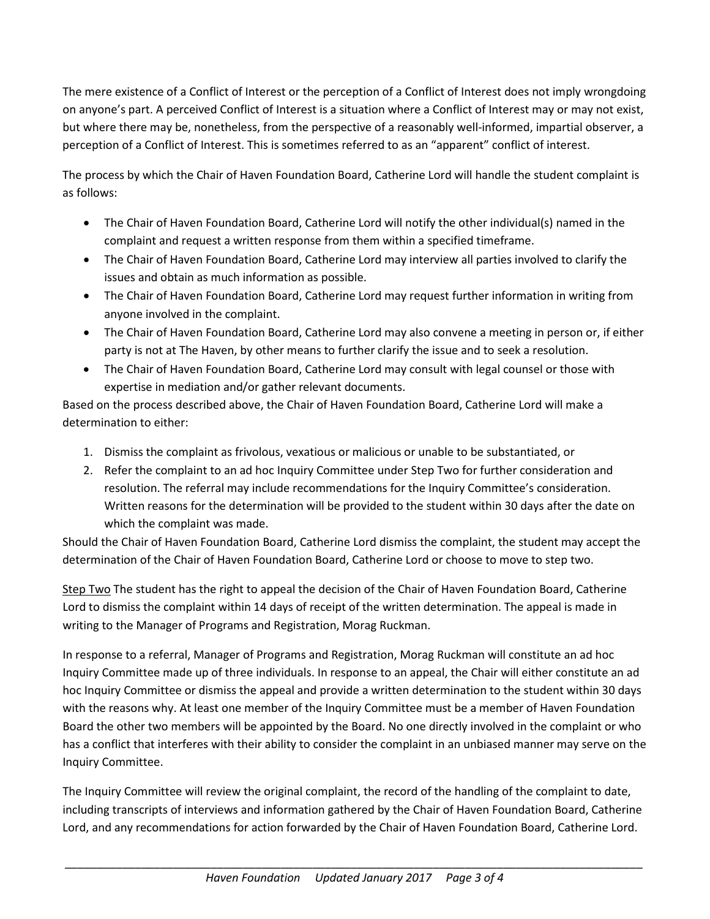The mere existence of a Conflict of Interest or the perception of a Conflict of Interest does not imply wrongdoing on anyone's part. A perceived Conflict of Interest is a situation where a Conflict of Interest may or may not exist, but where there may be, nonetheless, from the perspective of a reasonably well-informed, impartial observer, a perception of a Conflict of Interest. This is sometimes referred to as an "apparent" conflict of interest.

The process by which the Chair of Haven Foundation Board, Catherine Lord will handle the student complaint is as follows:

- The Chair of Haven Foundation Board, Catherine Lord will notify the other individual(s) named in the complaint and request a written response from them within a specified timeframe.
- The Chair of Haven Foundation Board, Catherine Lord may interview all parties involved to clarify the issues and obtain as much information as possible.
- The Chair of Haven Foundation Board, Catherine Lord may request further information in writing from anyone involved in the complaint.
- The Chair of Haven Foundation Board, Catherine Lord may also convene a meeting in person or, if either party is not at The Haven, by other means to further clarify the issue and to seek a resolution.
- The Chair of Haven Foundation Board, Catherine Lord may consult with legal counsel or those with expertise in mediation and/or gather relevant documents.

Based on the process described above, the Chair of Haven Foundation Board, Catherine Lord will make a determination to either:

1. Dismiss the complaint as frivolous, vexatious or malicious or unable to be substantiated, or
2. Refer the complaint to an ad hoc Inquiry Committee under Step Two for further consideration and resolution. The referral may include recommendations for the Inquiry Committee's consideration. Written reasons for the determination will be provided to the student within 30 days after the date on which the complaint was made.

Should the Chair of Haven Foundation Board, Catherine Lord dismiss the complaint, the student may accept the determination of the Chair of Haven Foundation Board, Catherine Lord or choose to move to step two.

Step Two The student has the right to appeal the decision of the Chair of Haven Foundation Board, Catherine Lord to dismiss the complaint within 14 days of receipt of the written determination. The appeal is made in writing to the Manager of Programs and Registration, Morag Ruckman.

In response to a referral, Manager of Programs and Registration, Morag Ruckman will constitute an ad hoc Inquiry Committee made up of three individuals. In response to an appeal, the Chair will either constitute an ad hoc Inquiry Committee or dismiss the appeal and provide a written determination to the student within 30 days with the reasons why. At least one member of the Inquiry Committee must be a member of Haven Foundation Board the other two members will be appointed by the Board. No one directly involved in the complaint or who has a conflict that interferes with their ability to consider the complaint in an unbiased manner may serve on the Inquiry Committee.

The Inquiry Committee will review the original complaint, the record of the handling of the complaint to date, including transcripts of interviews and information gathered by the Chair of Haven Foundation Board, Catherine Lord, and any recommendations for action forwarded by the Chair of Haven Foundation Board, Catherine Lord.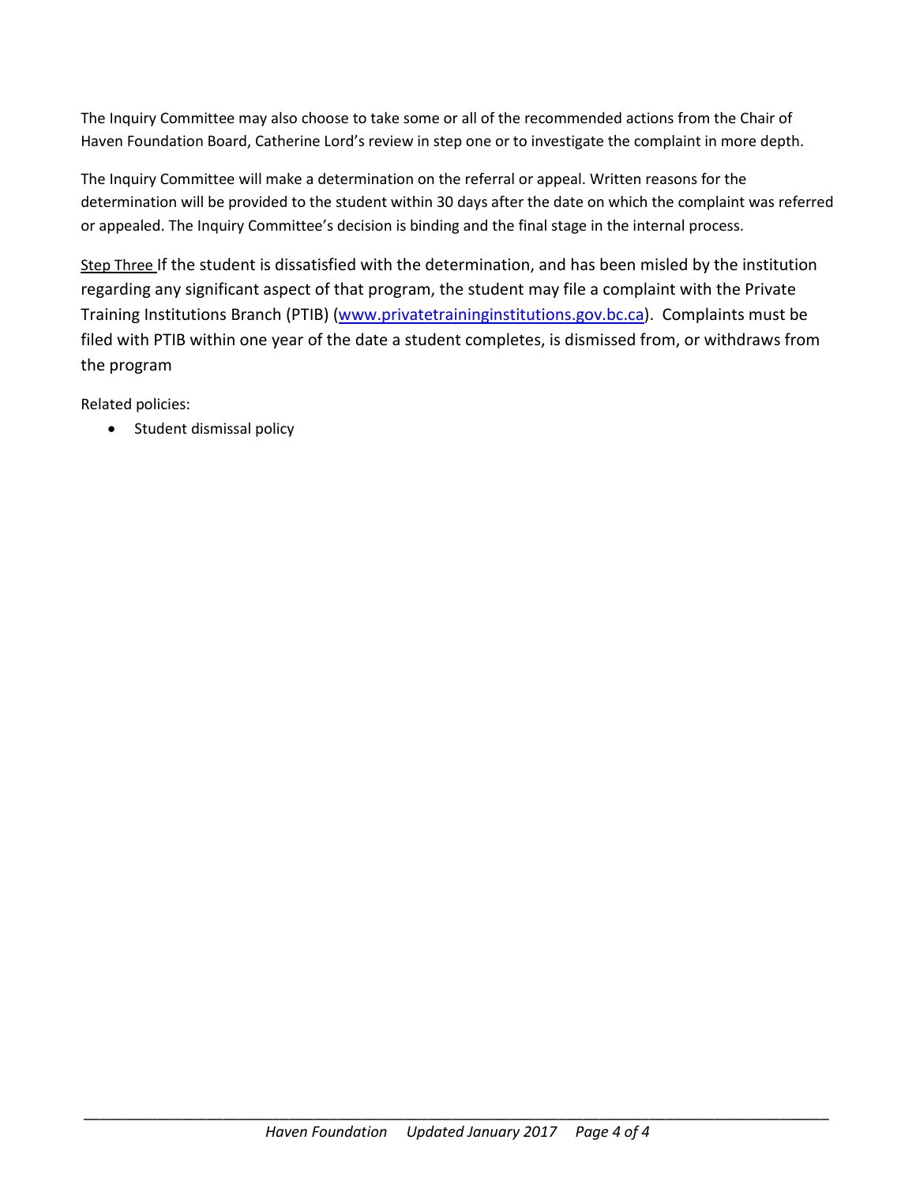The Inquiry Committee may also choose to take some or all of the recommended actions from the Chair of Haven Foundation Board, Catherine Lord's review in step one or to investigate the complaint in more depth.

The Inquiry Committee will make a determination on the referral or appeal. Written reasons for the determination will be provided to the student within 30 days after the date on which the complaint was referred or appealed. The Inquiry Committee's decision is binding and the final stage in the internal process.

Step Three If the student is dissatisfied with the determination, and has been misled by the institution regarding any significant aspect of that program, the student may file a complaint with the Private Training Institutions Branch (PTIB) (www.privatetraininginstitutions.gov.bc.ca). Complaints must be filed with PTIB within one year of the date a student completes, is dismissed from, or withdraws from the program

Related policies:

- Student dismissal policy